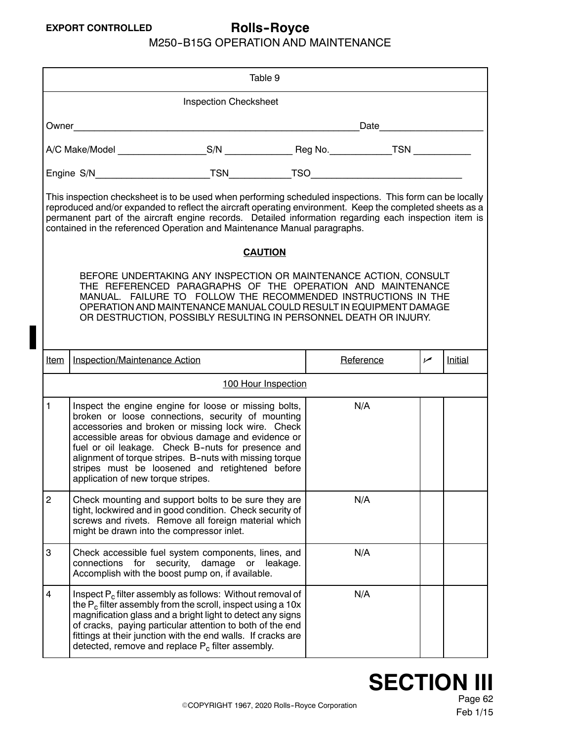Table 9

Inspection Checksheet

Owner_______________________________________________Date_________________

A/C Make/Model ________________S/N ____________ Reg No.___________TSN __________

Engine S/N____________________TSN___________TSO___________________________

This inspection checksheet is to be used when performing scheduled inspections. This form can be locally reproduced and/or expanded to reflect the aircraft operating environment. Keep the completed sheets as a permanent part of the aircraft engine records. Detailed information regarding each inspection item is contained in the referenced Operation and Maintenance Manual paragraphs.

**CAUTION**

BEFORE UNDERTAKING ANY INSPECTION OR MAINTENANCE ACTION, CONSULT THE REFERENCED PARAGRAPHS OF THE OPERATION AND MAINTENANCE MANUAL. FAILURE TO FOLLOW THE RECOMMENDED INSTRUCTIONS IN THE OPERATION AND MAINTENANCE MANUAL COULD RESULT IN EQUIPMENT DAMAGE OR DESTRUCTION, POSSIBLY RESULTING IN PERSONNEL DEATH OR INJURY.

| Item | Inspection/Maintenance Action | Reference | ✓ | Initial |
|---|---|---|---|---|
| | 100 Hour Inspection | | | |
| 1 | Inspect the engine engine for loose or missing bolts, broken or loose connections, security of mounting accessories and broken or missing lock wire. Check accessible areas for obvious damage and evidence or fuel or oil leakage. Check B-nuts for presence and alignment of torque stripes. B-nuts with missing torque stripes must be loosened and retightened before application of new torque stripes. | N/A | | |
| 2 | Check mounting and support bolts to be sure they are tight, lockwired and in good condition. Check security of screws and rivets. Remove all foreign material which might be drawn into the compressor inlet. | N/A | | |
| 3 | Check accessible fuel system components, lines, and connections for security, damage or leakage. Accomplish with the boost pump on, if available. | N/A | | |
| 4 | Inspect $P_c$ filter assembly as follows: Without removal of the $P_c$ filter assembly from the scroll, inspect using a 10x magnification glass and a bright light to detect any signs of cracks, paying particular attention to both of the end fittings at their junction with the end walls. If cracks are detected, remove and replace $P_c$ filter assembly. | N/A | | |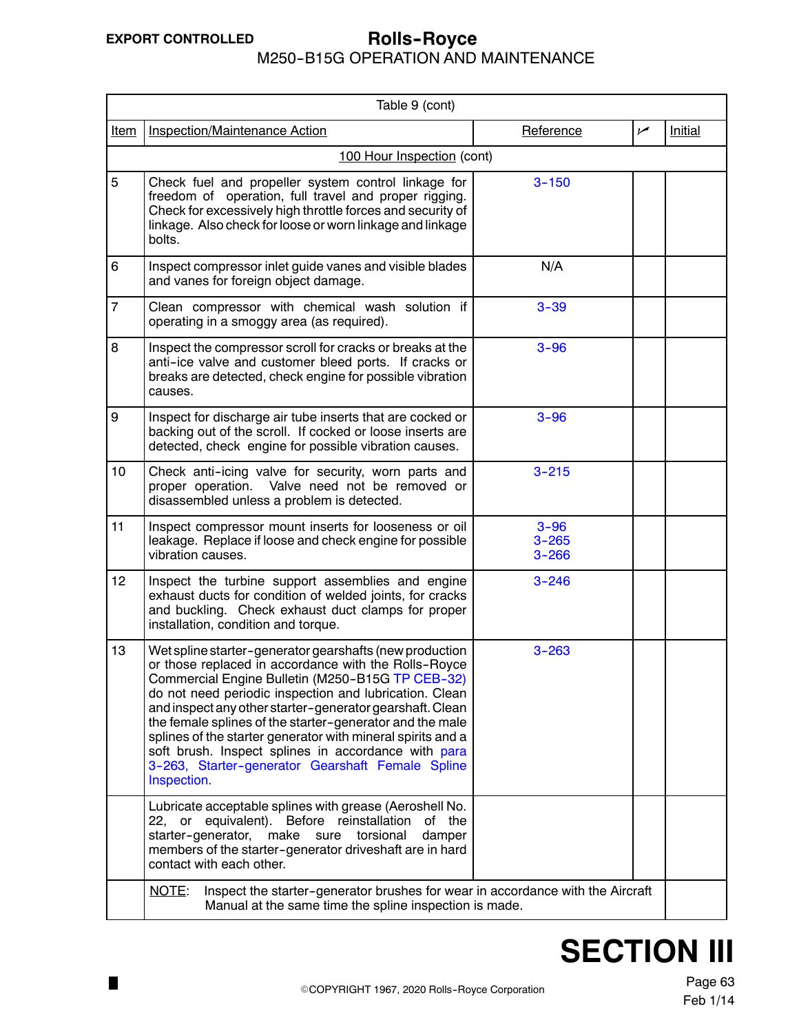| Item | Inspection/Maintenance Action | Reference | ✓ | Initial |
|---|---|---|---|---|
| | **Table 9 (cont)** | | | |
| | 100 Hour Inspection (cont) | | | |
| 5 | Check fuel and propeller system control linkage for freedom of operation, full travel and proper rigging. Check for excessively high throttle forces and security of linkage. Also check for loose or worn linkage and linkage bolts. | 3-150 | | |
| 6 | Inspect compressor inlet guide vanes and visible blades and vanes for foreign object damage. | N/A | | |
| 7 | Clean compressor with chemical wash solution if operating in a smoggy area (as required). | 3-39 | | |
| 8 | Inspect the compressor scroll for cracks or breaks at the anti-ice valve and customer bleed ports. If cracks or breaks are detected, check engine for possible vibration causes. | 3-96 | | |
| 9 | Inspect for discharge air tube inserts that are cocked or backing out of the scroll. If cocked or loose inserts are detected, check engine for possible vibration causes. | 3-96 | | |
| 10 | Check anti-icing valve for security, worn parts and proper operation. Valve need not be removed or disassembled unless a problem is detected. | 3-215 | | |
| 11 | Inspect compressor mount inserts for looseness or oil leakage. Replace if loose and check engine for possible vibration causes. | 3-96<br>3-265<br>3-266 | | |
| 12 | Inspect the turbine support assemblies and engine exhaust ducts for condition of welded joints, for cracks and buckling. Check exhaust duct clamps for proper installation, condition and torque. | 3-246 | | |
| 13 | Wet spline starter-generator gearshafts (new production or those replaced in accordance with the Rolls-Royce Commercial Engine Bulletin (M250-B15G TP CEB-32) do not need periodic inspection and lubrication. Clean and inspect any other starter-generator gearshaft. Clean the female splines of the starter-generator and the male splines of the starter generator with mineral spirits and a soft brush. Inspect splines in accordance with para 3-263, Starter-generator Gearshaft Female Spline Inspection. | 3-263 | | |
| | Lubricate acceptable splines with grease (Aeroshell No. 22, or equivalent). Before reinstallation of the starter-generator, make sure torsional damper members of the starter-generator driveshaft are in hard contact with each other. | | | |
| | NOTE: Inspect the starter-generator brushes for wear in accordance with the Aircraft Manual at the same time the spline inspection is made. | | | |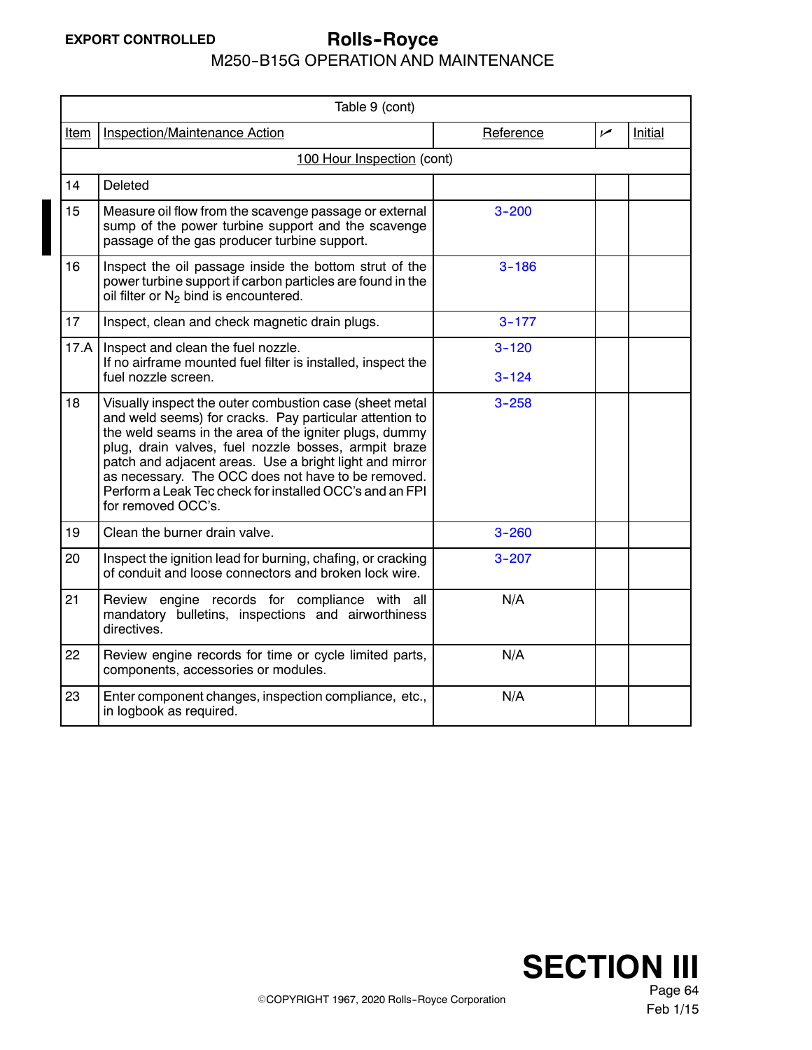| Table 9 (cont) | | | | |
|---|---|---|---|---|
| Item | Inspection/Maintenance Action | Reference | ✓ | Initial |
| | 100 Hour Inspection (cont) | | | |
| 14 | Deleted | | | |
| 15 | Measure oil flow from the scavenge passage or external sump of the power turbine support and the scavenge passage of the gas producer turbine support. | 3-200 | | |
| 16 | Inspect the oil passage inside the bottom strut of the power turbine support if carbon particles are found in the oil filter or $N_2$ bind is encountered. | 3-186 | | |
| 17 | Inspect, clean and check magnetic drain plugs. | 3-177 | | |
| 17.A | Inspect and clean the fuel nozzle. If no airframe mounted fuel filter is installed, inspect the fuel nozzle screen. | 3-120 3-124 | | |
| 18 | Visually inspect the outer combustion case (sheet metal and weld seems) for cracks. Pay particular attention to the weld seams in the area of the igniter plugs, dummy plug, drain valves, fuel nozzle bosses, armpit braze patch and adjacent areas. Use a bright light and mirror as necessary. The OCC does not have to be removed. Perform a Leak Tec check for installed OCC's and an FPI for removed OCC's. | 3-258 | | |
| 19 | Clean the burner drain valve. | 3-260 | | |
| 20 | Inspect the ignition lead for burning, chafing, or cracking of conduit and loose connectors and broken lock wire. | 3-207 | | |
| 21 | Review engine records for compliance with all mandatory bulletins, inspections and airworthiness directives. | N/A | | |
| 22 | Review engine records for time or cycle limited parts, components, accessories or modules. | N/A | | |
| 23 | Enter component changes, inspection compliance, etc., in logbook as required. | N/A | | |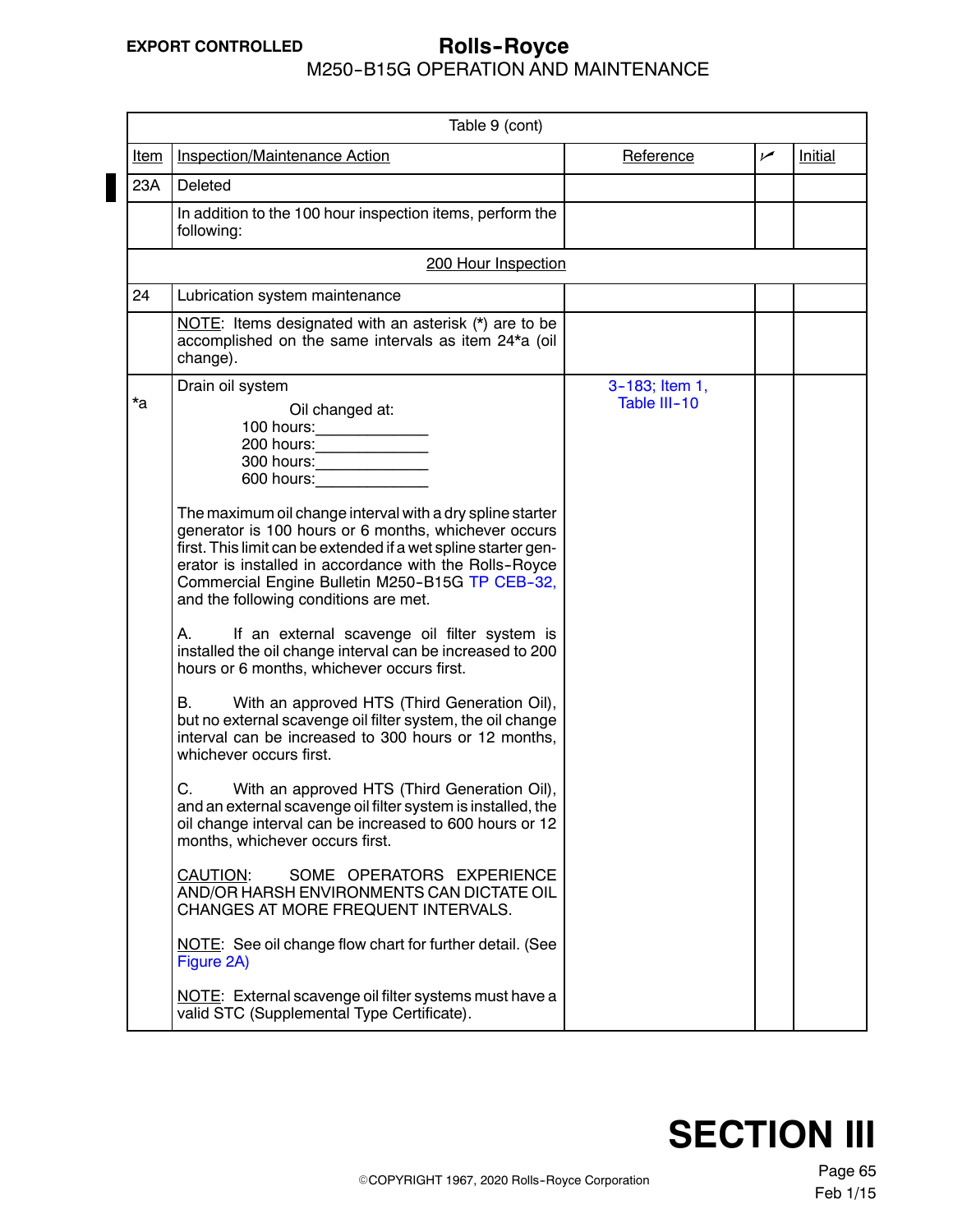| Table 9 (cont) | | | | |
|---|---|---|---|---|
| Item | Inspection/Maintenance Action | Reference | ✓ | Initial |
| 23A | Deleted | | | |
| | In addition to the 100 hour inspection items, perform the following: | | | |
| | 200 Hour Inspection | | | |
| 24 | Lubrication system maintenance | | | |
| | NOTE: Items designated with an asterisk (*) are to be accomplished on the same intervals as item 24*a (oil change). | | | |
| *a | Drain oil system<br><br>Oil changed at:<br>100 hours:_____________<br>200 hours:_____________<br>300 hours:_____________<br>600 hours:_____________<br><br>The maximum oil change interval with a dry spline starter generator is 100 hours or 6 months, whichever occurs first. This limit can be extended if a wet spline starter generator is installed in accordance with the Rolls-Royce Commercial Engine Bulletin M250-B15G TP CEB-32, and the following conditions are met.<br><br>A. If an external scavenge oil filter system is installed the oil change interval can be increased to 200 hours or 6 months, whichever occurs first.<br><br>B. With an approved HTS (Third Generation Oil), but no external scavenge oil filter system, the oil change interval can be increased to 300 hours or 12 months, whichever occurs first.<br><br>C. With an approved HTS (Third Generation Oil), and an external scavenge oil filter system is installed, the oil change interval can be increased to 600 hours or 12 months, whichever occurs first.<br><br>CAUTION: SOME OPERATORS EXPERIENCE AND/OR HARSH ENVIRONMENTS CAN DICTATE OIL CHANGES AT MORE FREQUENT INTERVALS.<br><br>NOTE: See oil change flow chart for further detail. (See Figure 2A)<br><br>NOTE: External scavenge oil filter systems must have a valid STC (Supplemental Type Certificate). | 3-183; Item 1, Table III-10 | | |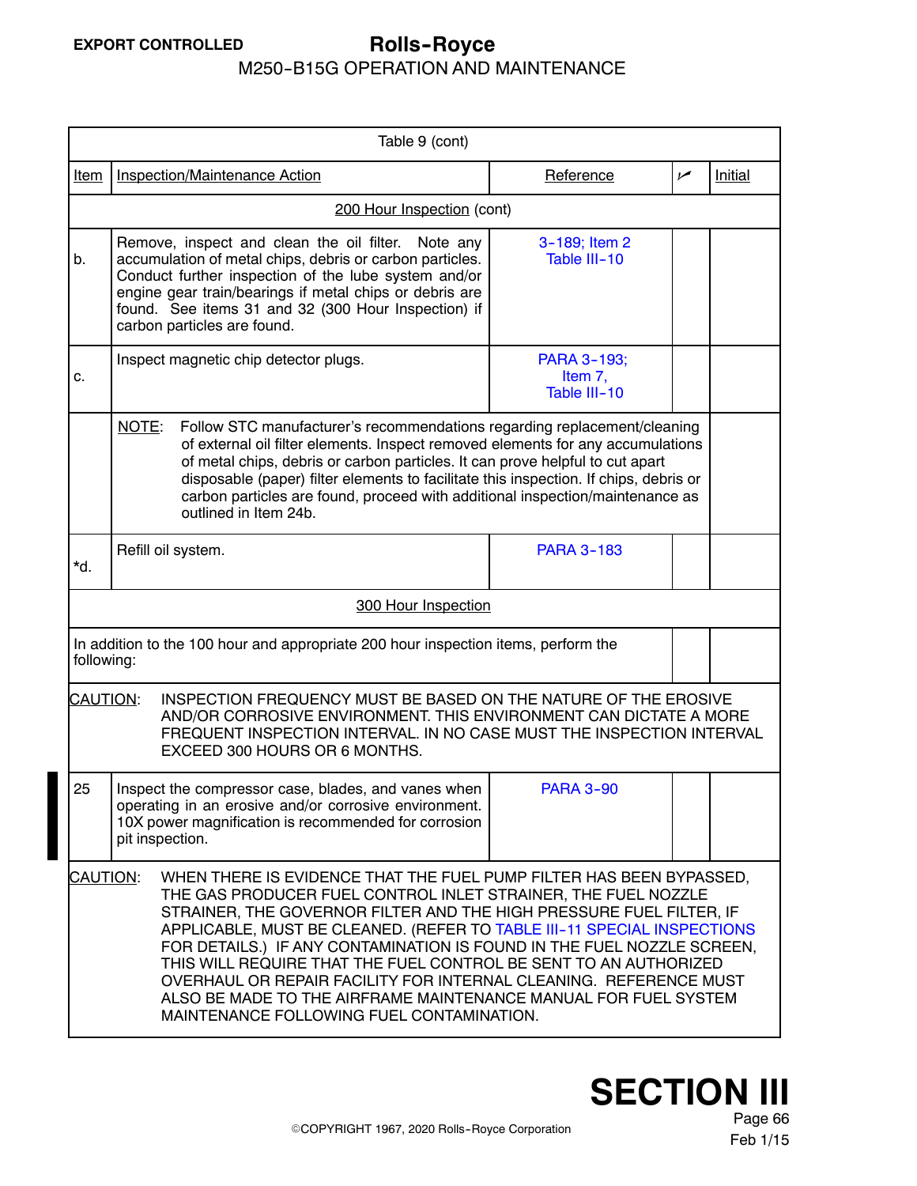| Table 9 (cont) | | | | |
|---|---|---|---|---|
| Item | Inspection/Maintenance Action | Reference | ✓ | Initial |
| | **200 Hour Inspection (cont)** | | | |
| b. | Remove, inspect and clean the oil filter. Note any accumulation of metal chips, debris or carbon particles. Conduct further inspection of the lube system and/or engine gear train/bearings if metal chips or debris are found. See items 31 and 32 (300 Hour Inspection) if carbon particles are found. | 3-189; Item 2 Table III-10 | | |
| c. | Inspect magnetic chip detector plugs. | PARA 3-193; Item 7, Table III-10 | | |
| | NOTE: Follow STC manufacturer's recommendations regarding replacement/cleaning of external oil filter elements. Inspect removed elements for any accumulations of metal chips, debris or carbon particles. It can prove helpful to cut apart disposable (paper) filter elements to facilitate this inspection. If chips, debris or carbon particles are found, proceed with additional inspection/maintenance as outlined in Item 24b. | | | |
| *d. | Refill oil system. | PARA 3-183 | | |
| | **300 Hour Inspection** | | | |
| | In addition to the 100 hour and appropriate 200 hour inspection items, perform the following: | | | |
| | CAUTION: INSPECTION FREQUENCY MUST BE BASED ON THE NATURE OF THE EROSIVE AND/OR CORROSIVE ENVIRONMENT. THIS ENVIRONMENT CAN DICTATE A MORE FREQUENT INSPECTION INTERVAL. IN NO CASE MUST THE INSPECTION INTERVAL EXCEED 300 HOURS OR 6 MONTHS. | | | |
| 25 | Inspect the compressor case, blades, and vanes when operating in an erosive and/or corrosive environment. 10X power magnification is recommended for corrosion pit inspection. | PARA 3-90 | | |
| | CAUTION: WHEN THERE IS EVIDENCE THAT THE FUEL PUMP FILTER HAS BEEN BYPASSED, THE GAS PRODUCER FUEL CONTROL INLET STRAINER, THE FUEL NOZZLE STRAINER, THE GOVERNOR FILTER AND THE HIGH PRESSURE FUEL FILTER, IF APPLICABLE, MUST BE CLEANED. (REFER TO TABLE III-11 SPECIAL INSPECTIONS FOR DETAILS.) IF ANY CONTAMINATION IS FOUND IN THE FUEL NOZZLE SCREEN, THIS WILL REQUIRE THAT THE FUEL CONTROL BE SENT TO AN AUTHORIZED OVERHAUL OR REPAIR FACILITY FOR INTERNAL CLEANING. REFERENCE MUST ALSO BE MADE TO THE AIRFRAME MAINTENANCE MANUAL FOR FUEL SYSTEM MAINTENANCE FOLLOWING FUEL CONTAMINATION. | | | |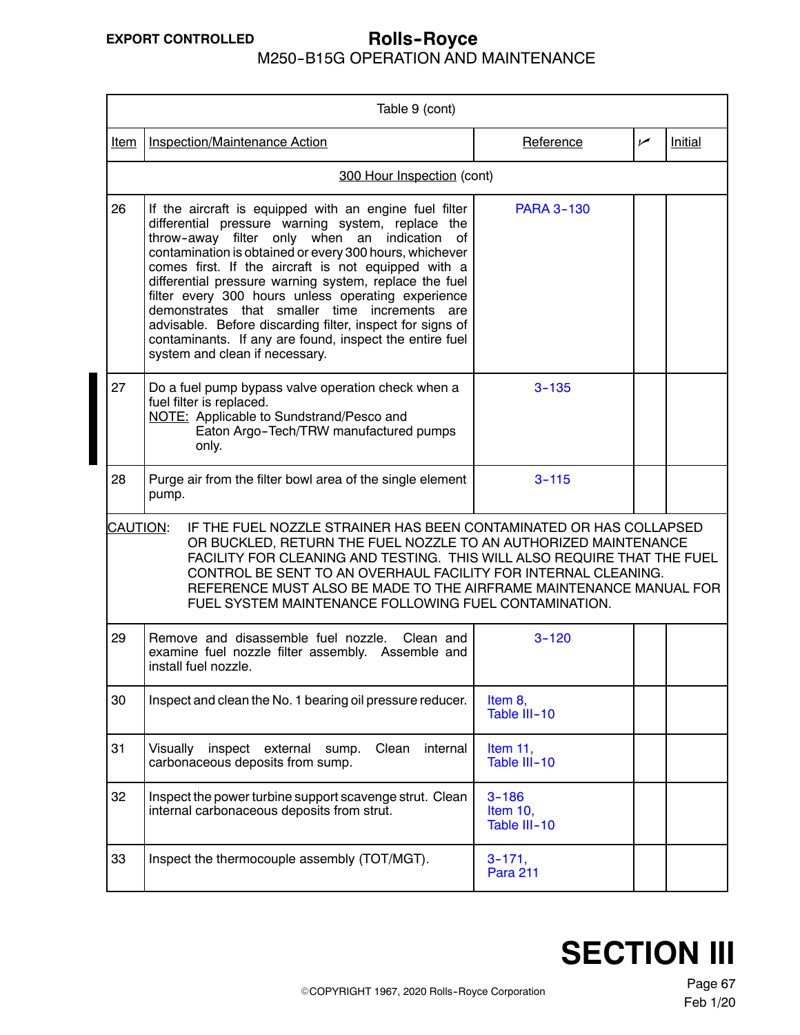| Table 9 (cont) | | | | |
|---|---|---|---|---|
| Item | Inspection/Maintenance Action | Reference | ✓ | Initial |
| | 300 Hour Inspection (cont) | | | |
| 26 | If the aircraft is equipped with an engine fuel filter differential pressure warning system, replace the throw-away filter only when an indication of contamination is obtained or every 300 hours, whichever comes first. If the aircraft is not equipped with a differential pressure warning system, replace the fuel filter every 300 hours unless operating experience demonstrates that smaller time increments are advisable. Before discarding filter, inspect for signs of contaminants. If any are found, inspect the entire fuel system and clean if necessary. | PARA 3-130 | | |
| 27 | Do a fuel pump bypass valve operation check when a fuel filter is replaced. NOTE: Applicable to Sundstrand/Pesco and Eaton Argo-Tech/TRW manufactured pumps only. | 3-135 | | |
| 28 | Purge air from the filter bowl area of the single element pump. | 3-115 | | |
| CAUTION: | IF THE FUEL NOZZLE STRAINER HAS BEEN CONTAMINATED OR HAS COLLAPSED OR BUCKLED, RETURN THE FUEL NOZZLE TO AN AUTHORIZED MAINTENANCE FACILITY FOR CLEANING AND TESTING. THIS WILL ALSO REQUIRE THAT THE FUEL CONTROL BE SENT TO AN OVERHAUL FACILITY FOR INTERNAL CLEANING. REFERENCE MUST ALSO BE MADE TO THE AIRFRAME MAINTENANCE MANUAL FOR FUEL SYSTEM MAINTENANCE FOLLOWING FUEL CONTAMINATION. | | | |
| 29 | Remove and disassemble fuel nozzle. Clean and examine fuel nozzle filter assembly. Assemble and install fuel nozzle. | 3-120 | | |
| 30 | Inspect and clean the No. 1 bearing oil pressure reducer. | Item 8, Table III-10 | | |
| 31 | Visually inspect external sump. Clean internal carbonaceous deposits from sump. | Item 11, Table III-10 | | |
| 32 | Inspect the power turbine support scavenge strut. Clean internal carbonaceous deposits from strut. | 3-186 Item 10, Table III-10 | | |
| 33 | Inspect the thermocouple assembly (TOT/MGT). | 3-171, Para 211 | | |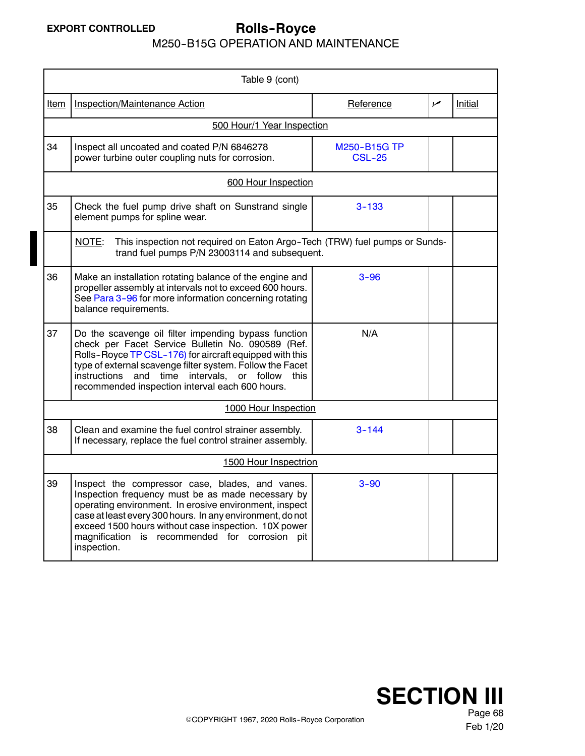| Table 9 (cont) | | | | |
|---|---|---|---|---|
| Item | Inspection/Maintenance Action | Reference | ✓ | Initial |
| | **500 Hour/1 Year Inspection** | | | |
| 34 | Inspect all uncoated and coated P/N 6846278 power turbine outer coupling nuts for corrosion. | M250-B15G TP CSL-25 | | |
| | **600 Hour Inspection** | | | |
| 35 | Check the fuel pump drive shaft on Sunstrand single element pumps for spline wear. | 3-133 | | |
| | NOTE: This inspection not required on Eaton Argo-Tech (TRW) fuel pumps or Sundstrand fuel pumps P/N 23003114 and subsequent. | | | |
| 36 | Make an installation rotating balance of the engine and propeller assembly at intervals not to exceed 600 hours. See Para 3-96 for more information concerning rotating balance requirements. | 3-96 | | |
| 37 | Do the scavenge oil filter impending bypass function check per Facet Service Bulletin No. 090589 (Ref. Rolls-Royce TP CSL-176) for aircraft equipped with this type of external scavenge filter system. Follow the Facet instructions and time intervals, or follow this recommended inspection interval each 600 hours. | N/A | | |
| | **1000 Hour Inspection** | | | |
| 38 | Clean and examine the fuel control strainer assembly. If necessary, replace the fuel control strainer assembly. | 3-144 | | |
| | **1500 Hour Inspectrion** | | | |
| 39 | Inspect the compressor case, blades, and vanes. Inspection frequency must be as made necessary by operating environment. In erosive environment, inspect case at least every 300 hours. In any environment, do not exceed 1500 hours without case inspection. 10X power magnification is recommended for corrosion pit inspection. | 3-90 | | |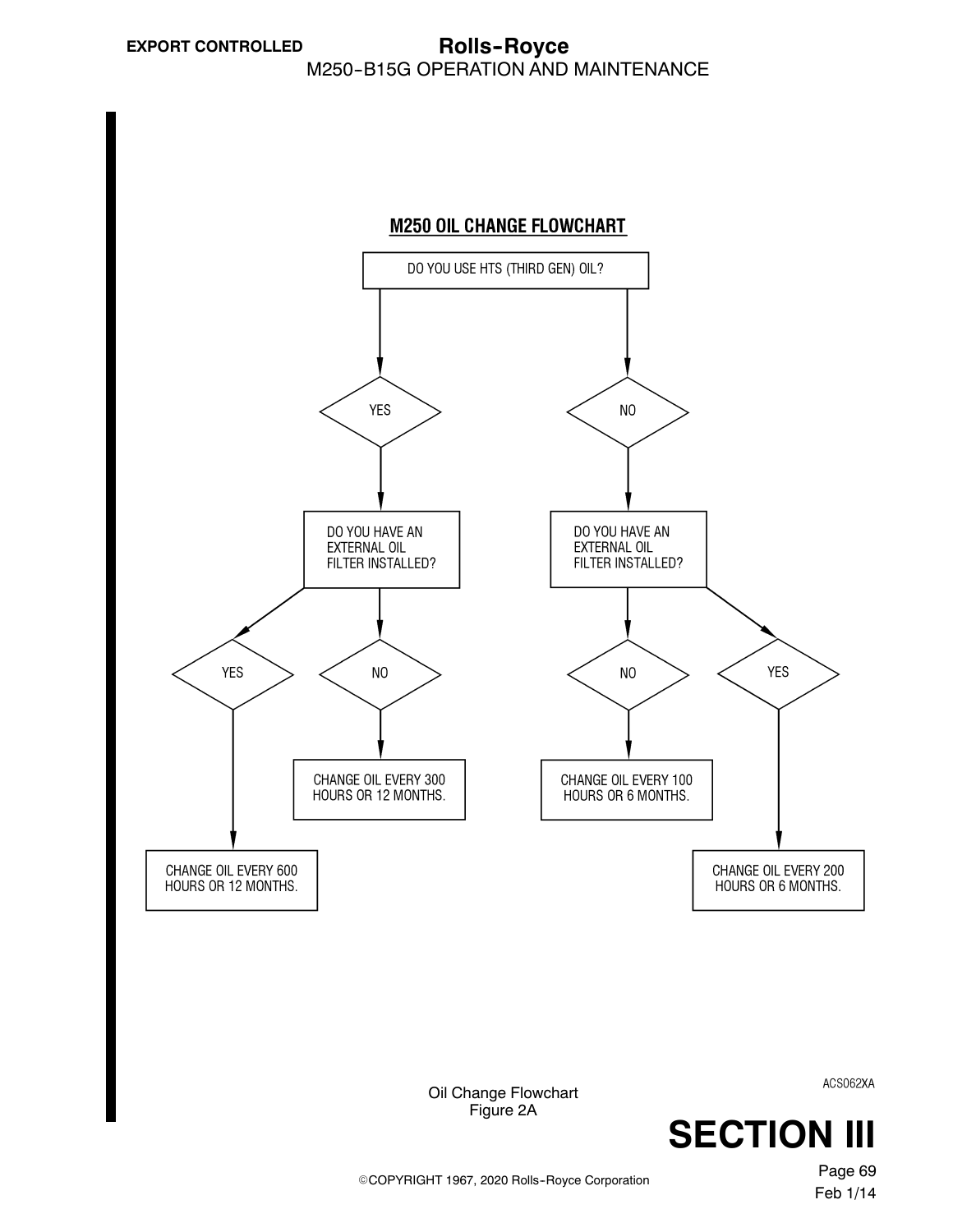## M250 OIL CHANGE FLOWCHART

DO YOU USE HTS (THIRD GEN) OIL?

YES

NO

DO YOU HAVE AN EXTERNAL OIL FILTER INSTALLED?

DO YOU HAVE AN EXTERNAL OIL FILTER INSTALLED?

YES

NO

NO

YES

CHANGE OIL EVERY 300 HOURS OR 12 MONTHS.

CHANGE OIL EVERY 100 HOURS OR 6 MONTHS.

CHANGE OIL EVERY 600 HOURS OR 12 MONTHS.

CHANGE OIL EVERY 200 HOURS OR 6 MONTHS.

ACS062XA

Oil Change Flowchart
Figure 2A